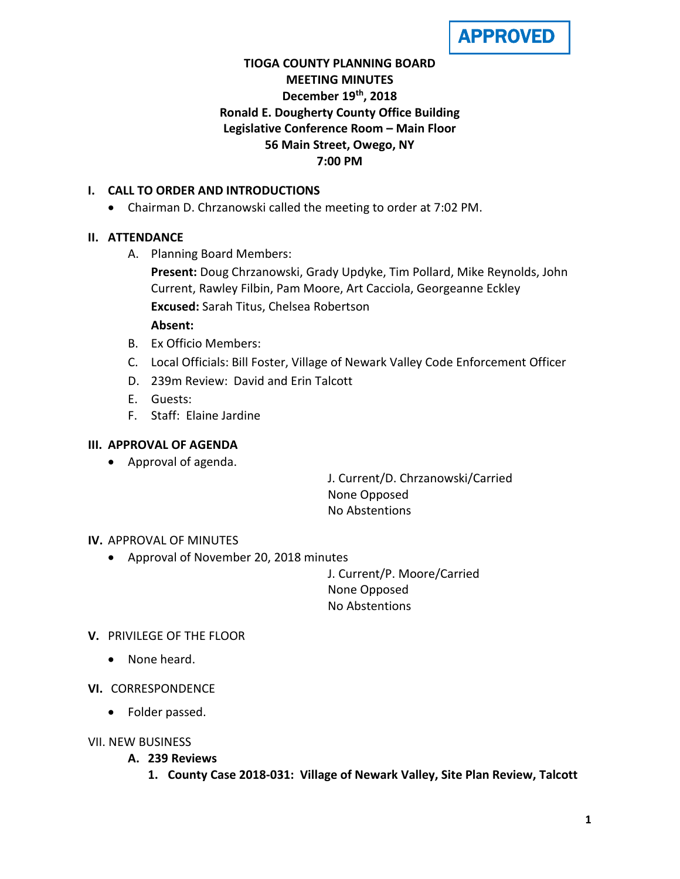**APPROVED**

# TIOGA COUNTY PLANNING BOARD
## MEETING MINUTES
**December 19th, 2018**
**Ronald E. Dougherty County Office Building**
**Legislative Conference Room – Main Floor**
**56 Main Street, Owego, NY**
**7:00 PM**

## I. CALL TO ORDER AND INTRODUCTIONS

- Chairman D. Chrzanowski called the meeting to order at 7:02 PM.

## II. ATTENDANCE

A. Planning Board Members:

**Present:** Doug Chrzanowski, Grady Updyke, Tim Pollard, Mike Reynolds, John Current, Rawley Filbin, Pam Moore, Art Cacciola, Georgeanne Eckley

**Excused:** Sarah Titus, Chelsea Robertson

**Absent:**

B. Ex Officio Members:

C. Local Officials: Bill Foster, Village of Newark Valley Code Enforcement Officer

D. 239m Review: David and Erin Talcott

E. Guests:

F. Staff: Elaine Jardine

## III. APPROVAL OF AGENDA

- Approval of agenda.

J. Current/D. Chrzanowski/Carried
None Opposed
No Abstentions

## IV. APPROVAL OF MINUTES

- Approval of November 20, 2018 minutes

J. Current/P. Moore/Carried
None Opposed
No Abstentions

## V. PRIVILEGE OF THE FLOOR

- None heard.

## VI. CORRESPONDENCE

- Folder passed.

## VII. NEW BUSINESS

### A. 239 Reviews

1. **County Case 2018-031: Village of Newark Valley, Site Plan Review, Talcott**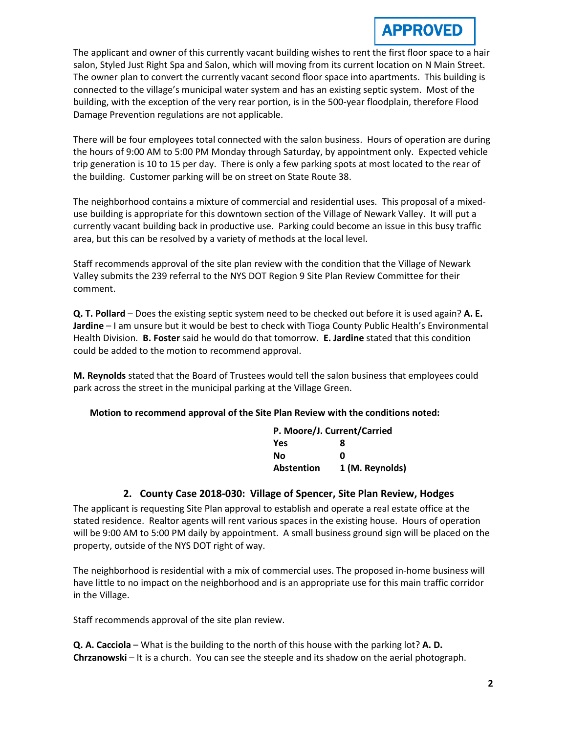**APPROVED**

The applicant and owner of this currently vacant building wishes to rent the first floor space to a hair salon, Styled Just Right Spa and Salon, which will moving from its current location on N Main Street. The owner plan to convert the currently vacant second floor space into apartments. This building is connected to the village's municipal water system and has an existing septic system. Most of the building, with the exception of the very rear portion, is in the 500-year floodplain, therefore Flood Damage Prevention regulations are not applicable.

There will be four employees total connected with the salon business. Hours of operation are during the hours of 9:00 AM to 5:00 PM Monday through Saturday, by appointment only. Expected vehicle trip generation is 10 to 15 per day. There is only a few parking spots at most located to the rear of the building. Customer parking will be on street on State Route 38.

The neighborhood contains a mixture of commercial and residential uses. This proposal of a mixed-use building is appropriate for this downtown section of the Village of Newark Valley. It will put a currently vacant building back in productive use. Parking could become an issue in this busy traffic area, but this can be resolved by a variety of methods at the local level.

Staff recommends approval of the site plan review with the condition that the Village of Newark Valley submits the 239 referral to the NYS DOT Region 9 Site Plan Review Committee for their comment.

**Q. T. Pollard** – Does the existing septic system need to be checked out before it is used again? **A. E. Jardine** – I am unsure but it would be best to check with Tioga County Public Health's Environmental Health Division. **B. Foster** said he would do that tomorrow. **E. Jardine** stated that this condition could be added to the motion to recommend approval.

**M. Reynolds** stated that the Board of Trustees would tell the salon business that employees could park across the street in the municipal parking at the Village Green.

**Motion to recommend approval of the Site Plan Review with the conditions noted:**

**P. Moore/J. Current/Carried**

| | |
|---|---|
| **Yes** | **8** |
| **No** | **0** |
| **Abstention** | **1 (M. Reynolds)** |

## 2. County Case 2018-030: Village of Spencer, Site Plan Review, Hodges

The applicant is requesting Site Plan approval to establish and operate a real estate office at the stated residence. Realtor agents will rent various spaces in the existing house. Hours of operation will be 9:00 AM to 5:00 PM daily by appointment. A small business ground sign will be placed on the property, outside of the NYS DOT right of way.

The neighborhood is residential with a mix of commercial uses. The proposed in-home business will have little to no impact on the neighborhood and is an appropriate use for this main traffic corridor in the Village.

Staff recommends approval of the site plan review.

**Q. A. Cacciola** – What is the building to the north of this house with the parking lot? **A. D. Chrzanowski** – It is a church. You can see the steeple and its shadow on the aerial photograph.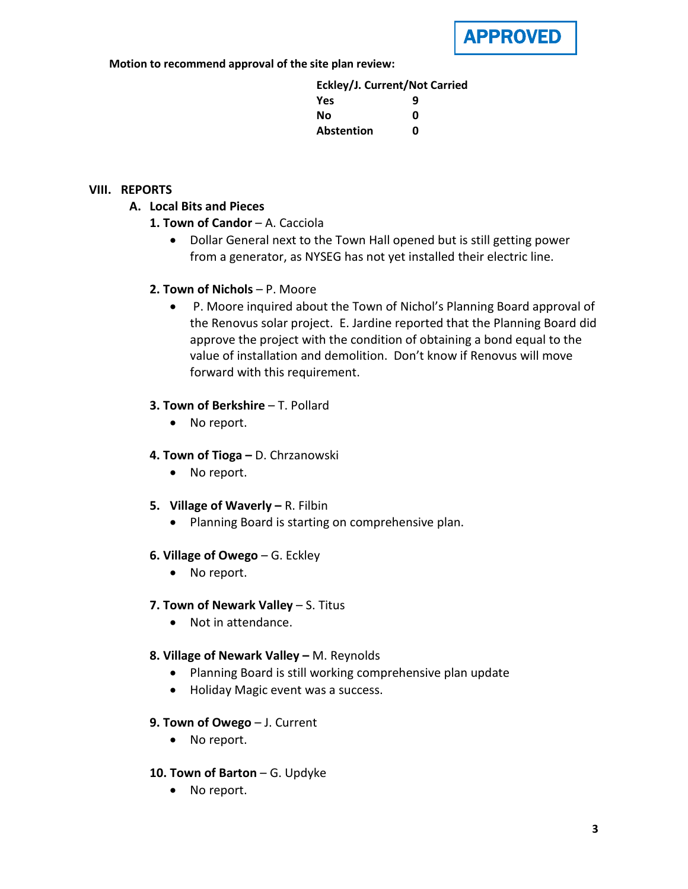APPROVED

**Motion to recommend approval of the site plan review:**

| **Eckley/J. Current/Not Carried** | |
|---|---|
| **Yes** | **9** |
| **No** | **0** |
| **Abstention** | **0** |

## VIII. REPORTS

### A. Local Bits and Pieces

**1. Town of Candor** – A. Cacciola

- Dollar General next to the Town Hall opened but is still getting power from a generator, as NYSEG has not yet installed their electric line.

**2. Town of Nichols** – P. Moore

- P. Moore inquired about the Town of Nichol's Planning Board approval of the Renovus solar project. E. Jardine reported that the Planning Board did approve the project with the condition of obtaining a bond equal to the value of installation and demolition. Don't know if Renovus will move forward with this requirement.

**3. Town of Berkshire** – T. Pollard

- No report.

**4. Town of Tioga –** D. Chrzanowski

- No report.

**5. Village of Waverly –** R. Filbin

- Planning Board is starting on comprehensive plan.

**6. Village of Owego** – G. Eckley

- No report.

**7. Town of Newark Valley** – S. Titus

- Not in attendance.

**8. Village of Newark Valley –** M. Reynolds

- Planning Board is still working comprehensive plan update
- Holiday Magic event was a success.

**9. Town of Owego** – J. Current

- No report.

**10. Town of Barton** – G. Updyke

- No report.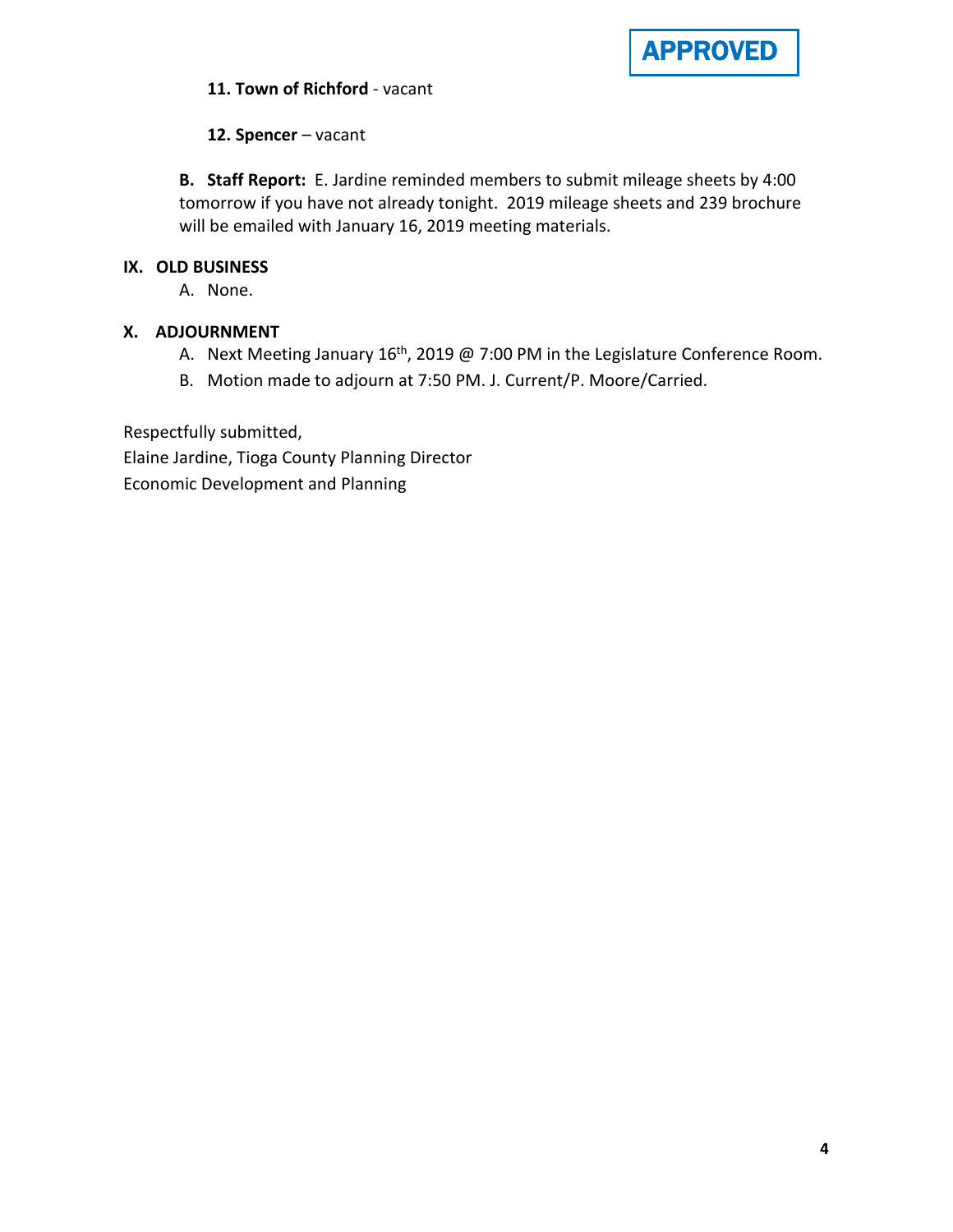APPROVED

**11. Town of Richford** - vacant

**12. Spencer** – vacant

**B. Staff Report:** E. Jardine reminded members to submit mileage sheets by 4:00 tomorrow if you have not already tonight. 2019 mileage sheets and 239 brochure will be emailed with January 16, 2019 meeting materials.

## IX. OLD BUSINESS

A. None.

## X. ADJOURNMENT

A. Next Meeting January 16th, 2019 @ 7:00 PM in the Legislature Conference Room.
B. Motion made to adjourn at 7:50 PM. J. Current/P. Moore/Carried.

Respectfully submitted,
Elaine Jardine, Tioga County Planning Director
Economic Development and Planning